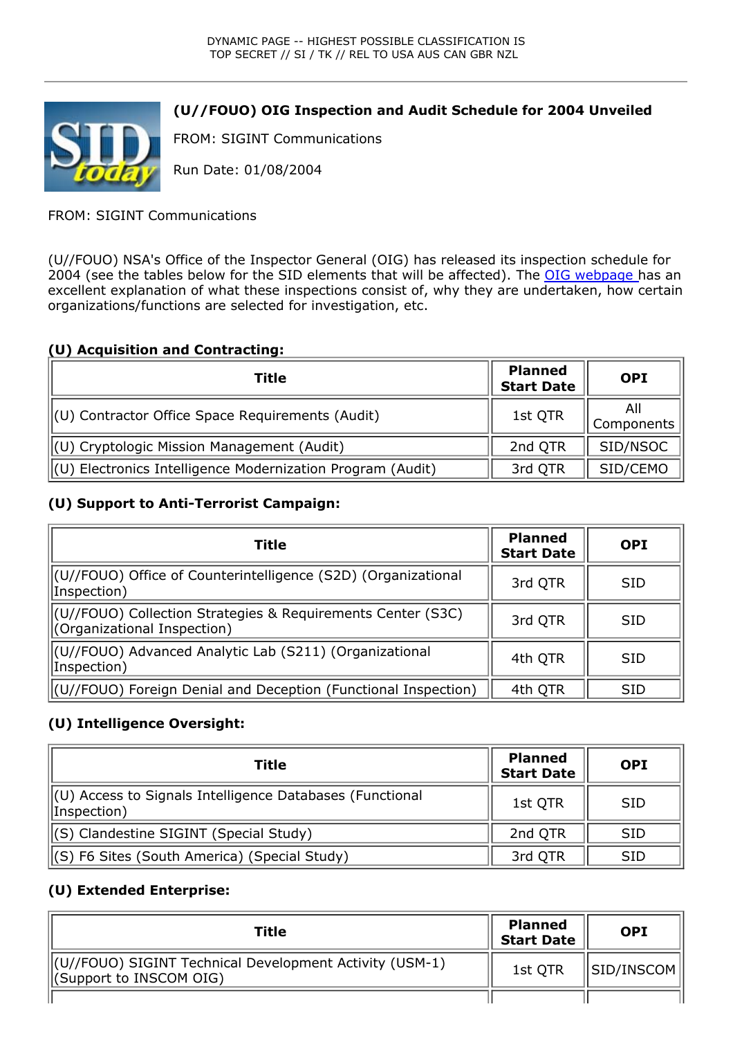DYNAMIC PAGE -- HIGHEST POSSIBLE CLASSIFICATION IS
TOP SECRET // SI / TK // REL TO USA AUS CAN GBR NZL

# (U//FOUO) OIG Inspection and Audit Schedule for 2004 Unveiled

FROM: SIGINT Communications

Run Date: 01/08/2004

FROM: SIGINT Communications

(U//FOUO) NSA's Office of the Inspector General (OIG) has released its inspection schedule for 2004 (see the tables below for the SID elements that will be affected). The OIG webpage has an excellent explanation of what these inspections consist of, why they are undertaken, how certain organizations/functions are selected for investigation, etc.

### (U) Acquisition and Contracting:

| Title | Planned Start Date | OPI |
|---|---|---|
| (U) Contractor Office Space Requirements (Audit) | 1st QTR | All Components |
| (U) Cryptologic Mission Management (Audit) | 2nd QTR | SID/NSOC |
| (U) Electronics Intelligence Modernization Program (Audit) | 3rd QTR | SID/CEMO |

### (U) Support to Anti-Terrorist Campaign:

| Title | Planned Start Date | OPI |
|---|---|---|
| (U//FOUO) Office of Counterintelligence (S2D) (Organizational Inspection) | 3rd QTR | SID |
| (U//FOUO) Collection Strategies & Requirements Center (S3C) (Organizational Inspection) | 3rd QTR | SID |
| (U//FOUO) Advanced Analytic Lab (S211) (Organizational Inspection) | 4th QTR | SID |
| (U//FOUO) Foreign Denial and Deception (Functional Inspection) | 4th QTR | SID |

### (U) Intelligence Oversight:

| Title | Planned Start Date | OPI |
|---|---|---|
| (U) Access to Signals Intelligence Databases (Functional Inspection) | 1st QTR | SID |
| (S) Clandestine SIGINT (Special Study) | 2nd QTR | SID |
| (S) F6 Sites (South America) (Special Study) | 3rd QTR | SID |

### (U) Extended Enterprise:

| Title | Planned Start Date | OPI |
|---|---|---|
| (U//FOUO) SIGINT Technical Development Activity (USM-1) (Support to INSCOM OIG) | 1st QTR | SID/INSCOM |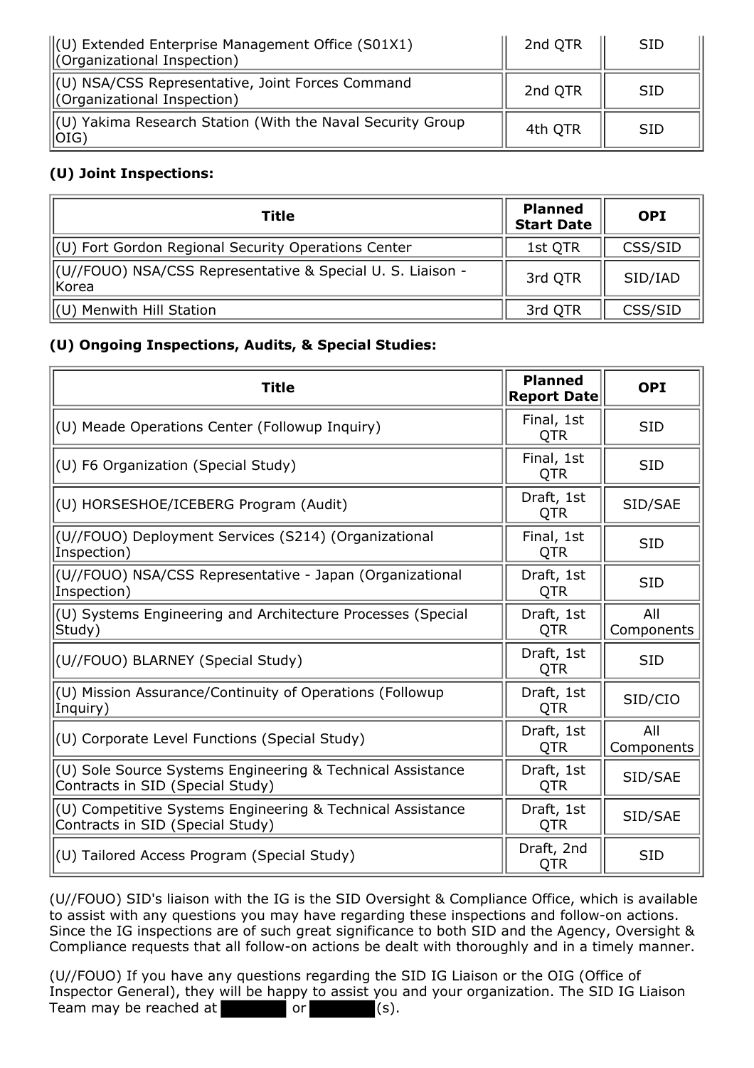| | | |
|---|---|---|
| (U) Extended Enterprise Management Office (S01X1) (Organizational Inspection) | 2nd QTR | SID |
| (U) NSA/CSS Representative, Joint Forces Command (Organizational Inspection) | 2nd QTR | SID |
| (U) Yakima Research Station (With the Naval Security Group OIG) | 4th QTR | SID |

### (U) Joint Inspections:

| Title | Planned Start Date | OPI |
|---|---|---|
| (U) Fort Gordon Regional Security Operations Center | 1st QTR | CSS/SID |
| (U//FOUO) NSA/CSS Representative & Special U. S. Liaison - Korea | 3rd QTR | SID/IAD |
| (U) Menwith Hill Station | 3rd QTR | CSS/SID |

### (U) Ongoing Inspections, Audits, & Special Studies:

| Title | Planned Report Date | OPI |
|---|---|---|
| (U) Meade Operations Center (Followup Inquiry) | Final, 1st QTR | SID |
| (U) F6 Organization (Special Study) | Final, 1st QTR | SID |
| (U) HORSESHOE/ICEBERG Program (Audit) | Draft, 1st QTR | SID/SAE |
| (U//FOUO) Deployment Services (S214) (Organizational Inspection) | Final, 1st QTR | SID |
| (U//FOUO) NSA/CSS Representative - Japan (Organizational Inspection) | Draft, 1st QTR | SID |
| (U) Systems Engineering and Architecture Processes (Special Study) | Draft, 1st QTR | All Components |
| (U//FOUO) BLARNEY (Special Study) | Draft, 1st QTR | SID |
| (U) Mission Assurance/Continuity of Operations (Followup Inquiry) | Draft, 1st QTR | SID/CIO |
| (U) Corporate Level Functions (Special Study) | Draft, 1st QTR | All Components |
| (U) Sole Source Systems Engineering & Technical Assistance Contracts in SID (Special Study) | Draft, 1st QTR | SID/SAE |
| (U) Competitive Systems Engineering & Technical Assistance Contracts in SID (Special Study) | Draft, 1st QTR | SID/SAE |
| (U) Tailored Access Program (Special Study) | Draft, 2nd QTR | SID |

(U//FOUO) SID's liaison with the IG is the SID Oversight & Compliance Office, which is available to assist with any questions you may have regarding these inspections and follow-on actions. Since the IG inspections are of such great significance to both SID and the Agency, Oversight & Compliance requests that all follow-on actions be dealt with thoroughly and in a timely manner.

(U//FOUO) If you have any questions regarding the SID IG Liaison or the OIG (Office of Inspector General), they will be happy to assist you and your organization. The SID IG Liaison Team may be reached at [REDACTED] or [REDACTED](s).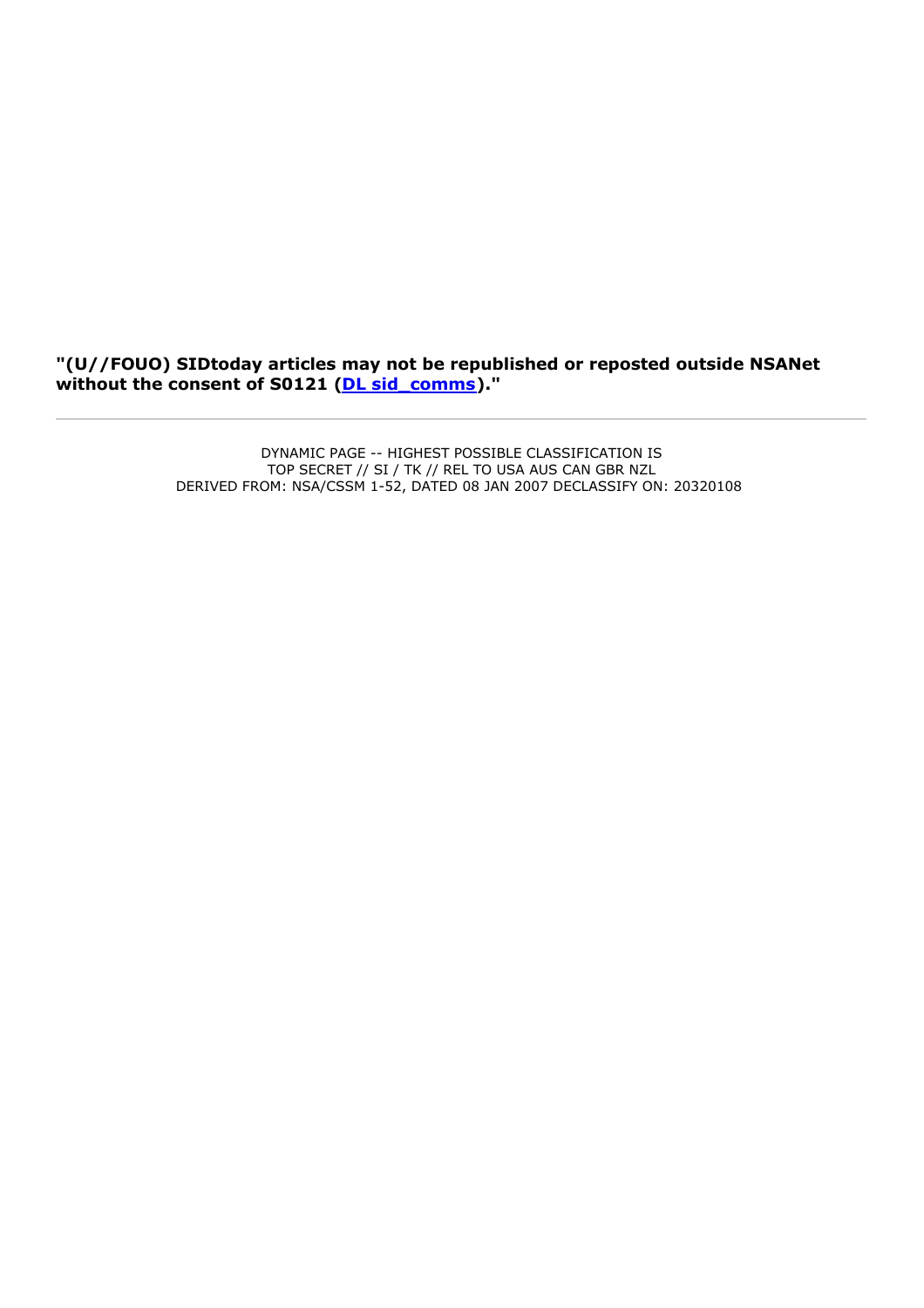**"(U//FOUO) SIDtoday articles may not be republished or reposted outside NSANet without the consent of S0121 ([DL sid_comms](DL sid_comms))."**

---

DYNAMIC PAGE -- HIGHEST POSSIBLE CLASSIFICATION IS
TOP SECRET // SI / TK // REL TO USA AUS CAN GBR NZL
DERIVED FROM: NSA/CSSM 1-52, DATED 08 JAN 2007 DECLASSIFY ON: 20320108